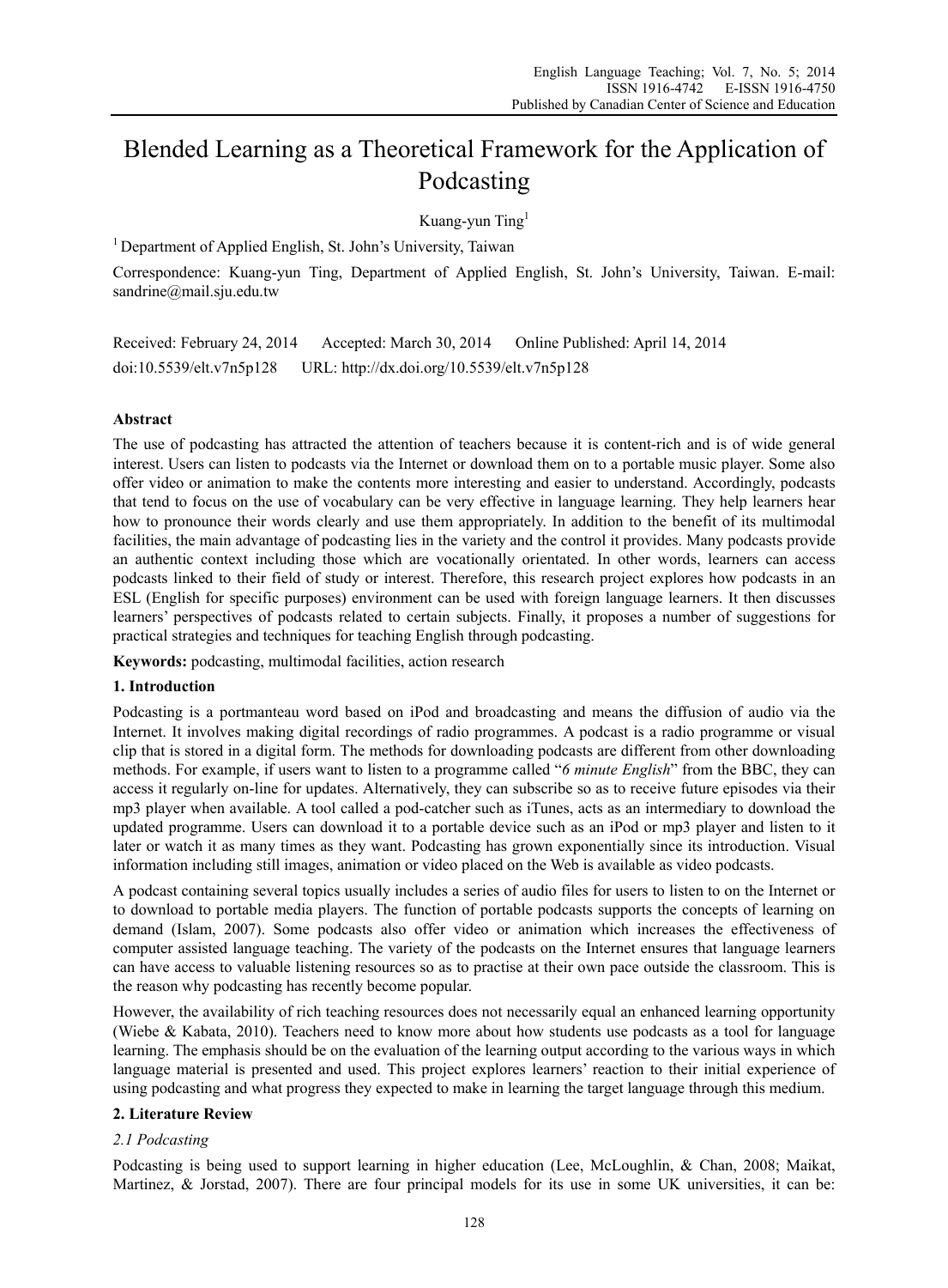# Blended Learning as a Theoretical Framework for the Application of Podcasting

Kuang-yun Ting[1]

[1] Department of Applied English, St. John's University, Taiwan

Correspondence: Kuang-yun Ting, Department of Applied English, St. John's University, Taiwan. E-mail: sandrine@mail.sju.edu.tw

Received: February 24, 2014 Accepted: March 30, 2014 Online Published: April 14, 2014

doi:10.5539/elt.v7n5p128 URL: http://dx.doi.org/10.5539/elt.v7n5p128

## Abstract

The use of podcasting has attracted the attention of teachers because it is content-rich and is of wide general interest. Users can listen to podcasts via the Internet or download them on to a portable music player. Some also offer video or animation to make the contents more interesting and easier to understand. Accordingly, podcasts that tend to focus on the use of vocabulary can be very effective in language learning. They help learners hear how to pronounce their words clearly and use them appropriately. In addition to the benefit of its multimodal facilities, the main advantage of podcasting lies in the variety and the control it provides. Many podcasts provide an authentic context including those which are vocationally orientated. In other words, learners can access podcasts linked to their field of study or interest. Therefore, this research project explores how podcasts in an ESL (English for specific purposes) environment can be used with foreign language learners. It then discusses learners' perspectives of podcasts related to certain subjects. Finally, it proposes a number of suggestions for practical strategies and techniques for teaching English through podcasting.

**Keywords:** podcasting, multimodal facilities, action research

## 1. Introduction

Podcasting is a portmanteau word based on iPod and broadcasting and means the diffusion of audio via the Internet. It involves making digital recordings of radio programmes. A podcast is a radio programme or visual clip that is stored in a digital form. The methods for downloading podcasts are different from other downloading methods. For example, if users want to listen to a programme called "*6 minute English*" from the BBC, they can access it regularly on-line for updates. Alternatively, they can subscribe so as to receive future episodes via their mp3 player when available. A tool called a pod-catcher such as iTunes, acts as an intermediary to download the updated programme. Users can download it to a portable device such as an iPod or mp3 player and listen to it later or watch it as many times as they want. Podcasting has grown exponentially since its introduction. Visual information including still images, animation or video placed on the Web is available as video podcasts.

A podcast containing several topics usually includes a series of audio files for users to listen to on the Internet or to download to portable media players. The function of portable podcasts supports the concepts of learning on demand (Islam, 2007). Some podcasts also offer video or animation which increases the effectiveness of computer assisted language teaching. The variety of the podcasts on the Internet ensures that language learners can have access to valuable listening resources so as to practise at their own pace outside the classroom. This is the reason why podcasting has recently become popular.

However, the availability of rich teaching resources does not necessarily equal an enhanced learning opportunity (Wiebe & Kabata, 2010). Teachers need to know more about how students use podcasts as a tool for language learning. The emphasis should be on the evaluation of the learning output according to the various ways in which language material is presented and used. This project explores learners' reaction to their initial experience of using podcasting and what progress they expected to make in learning the target language through this medium.

## 2. Literature Review

### 2.1 Podcasting

Podcasting is being used to support learning in higher education (Lee, McLoughlin, & Chan, 2008; Maikat, Martinez, & Jorstad, 2007). There are four principal models for its use in some UK universities, it can be: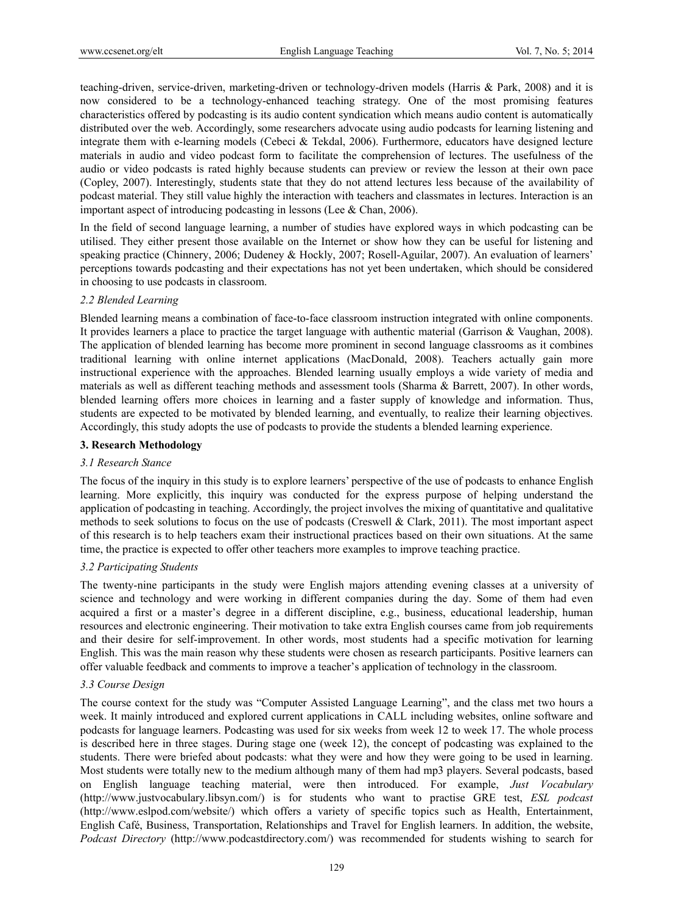teaching-driven, service-driven, marketing-driven or technology-driven models (Harris & Park, 2008) and it is now considered to be a technology-enhanced teaching strategy. One of the most promising features characteristics offered by podcasting is its audio content syndication which means audio content is automatically distributed over the web. Accordingly, some researchers advocate using audio podcasts for learning listening and integrate them with e-learning models (Cebeci & Tekdal, 2006). Furthermore, educators have designed lecture materials in audio and video podcast form to facilitate the comprehension of lectures. The usefulness of the audio or video podcasts is rated highly because students can preview or review the lesson at their own pace (Copley, 2007). Interestingly, students state that they do not attend lectures less because of the availability of podcast material. They still value highly the interaction with teachers and classmates in lectures. Interaction is an important aspect of introducing podcasting in lessons (Lee & Chan, 2006).

In the field of second language learning, a number of studies have explored ways in which podcasting can be utilised. They either present those available on the Internet or show how they can be useful for listening and speaking practice (Chinnery, 2006; Dudeney & Hockly, 2007; Rosell-Aguilar, 2007). An evaluation of learners' perceptions towards podcasting and their expectations has not yet been undertaken, which should be considered in choosing to use podcasts in classroom.

### *2.2 Blended Learning*

Blended learning means a combination of face-to-face classroom instruction integrated with online components. It provides learners a place to practice the target language with authentic material (Garrison & Vaughan, 2008). The application of blended learning has become more prominent in second language classrooms as it combines traditional learning with online internet applications (MacDonald, 2008). Teachers actually gain more instructional experience with the approaches. Blended learning usually employs a wide variety of media and materials as well as different teaching methods and assessment tools (Sharma & Barrett, 2007). In other words, blended learning offers more choices in learning and a faster supply of knowledge and information. Thus, students are expected to be motivated by blended learning, and eventually, to realize their learning objectives. Accordingly, this study adopts the use of podcasts to provide the students a blended learning experience.

## **3. Research Methodology**

### *3.1 Research Stance*

The focus of the inquiry in this study is to explore learners' perspective of the use of podcasts to enhance English learning. More explicitly, this inquiry was conducted for the express purpose of helping understand the application of podcasting in teaching. Accordingly, the project involves the mixing of quantitative and qualitative methods to seek solutions to focus on the use of podcasts (Creswell & Clark, 2011). The most important aspect of this research is to help teachers exam their instructional practices based on their own situations. At the same time, the practice is expected to offer other teachers more examples to improve teaching practice.

### *3.2 Participating Students*

The twenty-nine participants in the study were English majors attending evening classes at a university of science and technology and were working in different companies during the day. Some of them had even acquired a first or a master's degree in a different discipline, e.g., business, educational leadership, human resources and electronic engineering. Their motivation to take extra English courses came from job requirements and their desire for self-improvement. In other words, most students had a specific motivation for learning English. This was the main reason why these students were chosen as research participants. Positive learners can offer valuable feedback and comments to improve a teacher's application of technology in the classroom.

### *3.3 Course Design*

The course context for the study was "Computer Assisted Language Learning", and the class met two hours a week. It mainly introduced and explored current applications in CALL including websites, online software and podcasts for language learners. Podcasting was used for six weeks from week 12 to week 17. The whole process is described here in three stages. During stage one (week 12), the concept of podcasting was explained to the students. There were briefed about podcasts: what they were and how they were going to be used in learning. Most students were totally new to the medium although many of them had mp3 players. Several podcasts, based on English language teaching material, were then introduced. For example, *Just Vocabulary* (http://www.justvocabulary.libsyn.com/) is for students who want to practise GRE test, *ESL podcast* (http://www.eslpod.com/website/) which offers a variety of specific topics such as Health, Entertainment, English Café, Business, Transportation, Relationships and Travel for English learners. In addition, the website, *Podcast Directory* (http://www.podcastdirectory.com/) was recommended for students wishing to search for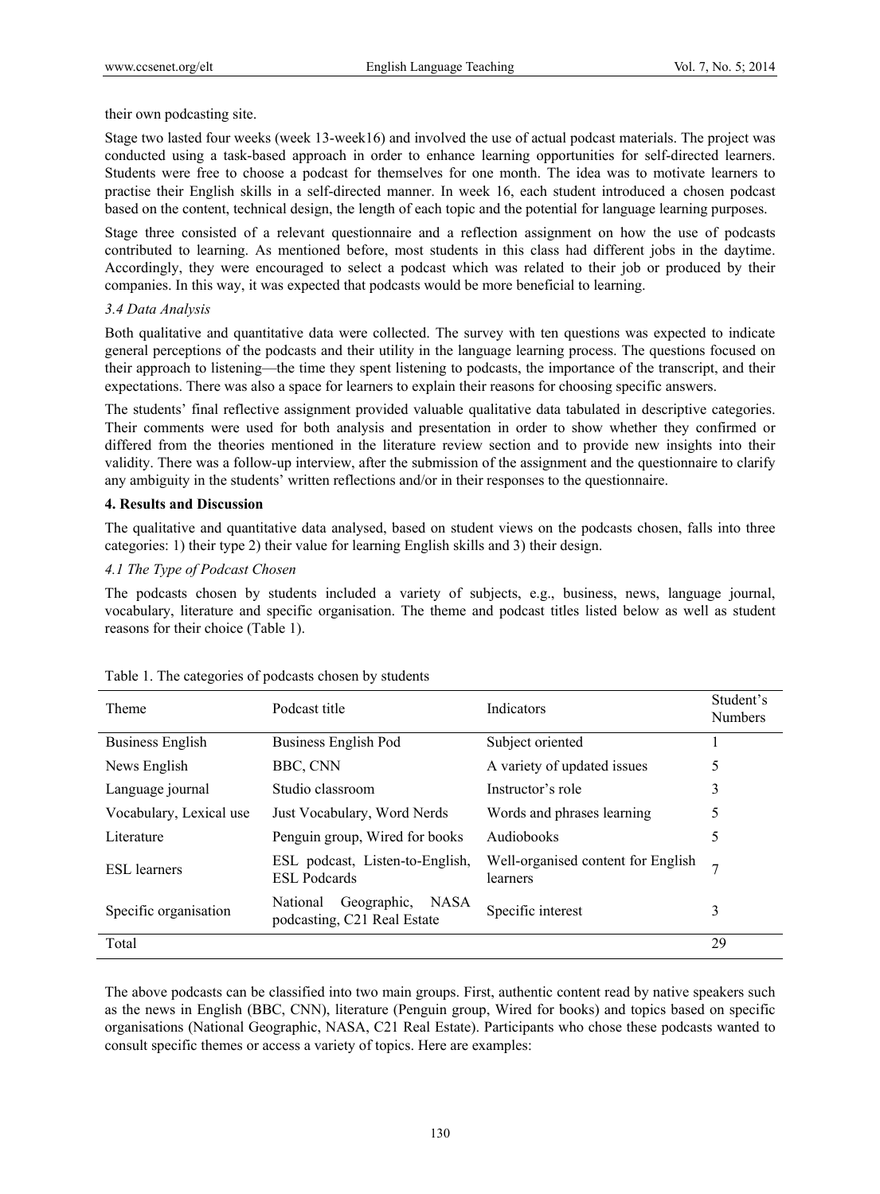their own podcasting site.

Stage two lasted four weeks (week 13-week16) and involved the use of actual podcast materials. The project was conducted using a task-based approach in order to enhance learning opportunities for self-directed learners. Students were free to choose a podcast for themselves for one month. The idea was to motivate learners to practise their English skills in a self-directed manner. In week 16, each student introduced a chosen podcast based on the content, technical design, the length of each topic and the potential for language learning purposes.

Stage three consisted of a relevant questionnaire and a reflection assignment on how the use of podcasts contributed to learning. As mentioned before, most students in this class had different jobs in the daytime. Accordingly, they were encouraged to select a podcast which was related to their job or produced by their companies. In this way, it was expected that podcasts would be more beneficial to learning.

### *3.4 Data Analysis*

Both qualitative and quantitative data were collected. The survey with ten questions was expected to indicate general perceptions of the podcasts and their utility in the language learning process. The questions focused on their approach to listening—the time they spent listening to podcasts, the importance of the transcript, and their expectations. There was also a space for learners to explain their reasons for choosing specific answers.

The students' final reflective assignment provided valuable qualitative data tabulated in descriptive categories. Their comments were used for both analysis and presentation in order to show whether they confirmed or differed from the theories mentioned in the literature review section and to provide new insights into their validity. There was a follow-up interview, after the submission of the assignment and the questionnaire to clarify any ambiguity in the students' written reflections and/or in their responses to the questionnaire.

## **4. Results and Discussion**

The qualitative and quantitative data analysed, based on student views on the podcasts chosen, falls into three categories: 1) their type 2) their value for learning English skills and 3) their design.

### *4.1 The Type of Podcast Chosen*

The podcasts chosen by students included a variety of subjects, e.g., business, news, language journal, vocabulary, literature and specific organisation. The theme and podcast titles listed below as well as student reasons for their choice (Table 1).

Table 1. The categories of podcasts chosen by students

| Theme | Podcast title | Indicators | Student's Numbers |
|---|---|---|---|
| Business English | Business English Pod | Subject oriented | 1 |
| News English | BBC, CNN | A variety of updated issues | 5 |
| Language journal | Studio classroom | Instructor's role | 3 |
| Vocabulary, Lexical use | Just Vocabulary, Word Nerds | Words and phrases learning | 5 |
| Literature | Penguin group, Wired for books | Audiobooks | 5 |
| ESL learners | ESL podcast, Listen-to-English, ESL Podcards | Well-organised content for English learners | 7 |
| Specific organisation | National Geographic, NASA podcasting, C21 Real Estate | Specific interest | 3 |
| Total | | | 29 |

The above podcasts can be classified into two main groups. First, authentic content read by native speakers such as the news in English (BBC, CNN), literature (Penguin group, Wired for books) and topics based on specific organisations (National Geographic, NASA, C21 Real Estate). Participants who chose these podcasts wanted to consult specific themes or access a variety of topics. Here are examples: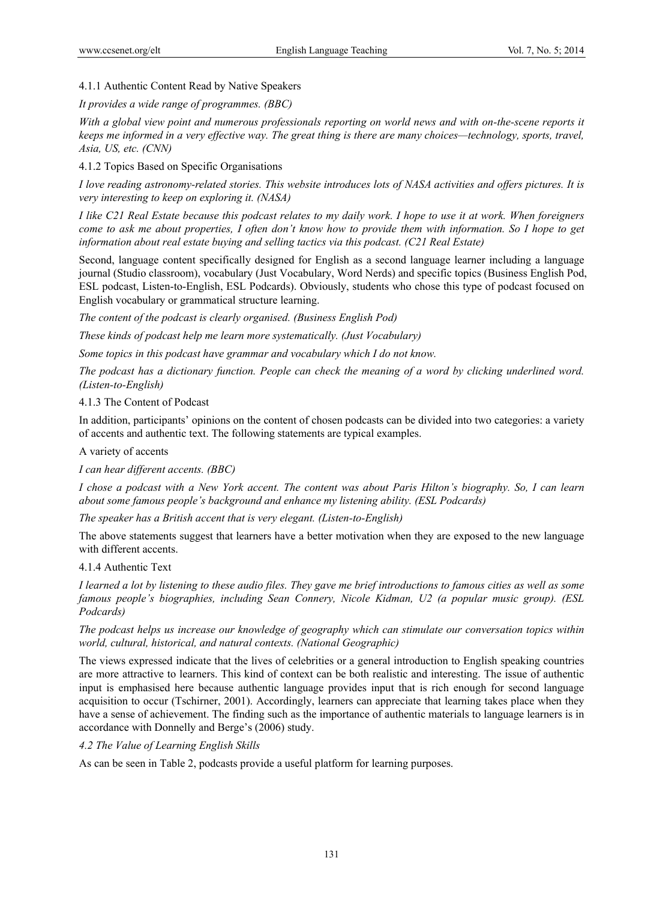#### 4.1.1 Authentic Content Read by Native Speakers

*It provides a wide range of programmes. (BBC)*

*With a global view point and numerous professionals reporting on world news and with on-the-scene reports it keeps me informed in a very effective way. The great thing is there are many choices—technology, sports, travel, Asia, US, etc. (CNN)*

#### 4.1.2 Topics Based on Specific Organisations

*I love reading astronomy-related stories. This website introduces lots of NASA activities and offers pictures. It is very interesting to keep on exploring it. (NASA)*

*I like C21 Real Estate because this podcast relates to my daily work. I hope to use it at work. When foreigners come to ask me about properties, I often don't know how to provide them with information. So I hope to get information about real estate buying and selling tactics via this podcast. (C21 Real Estate)*

Second, language content specifically designed for English as a second language learner including a language journal (Studio classroom), vocabulary (Just Vocabulary, Word Nerds) and specific topics (Business English Pod, ESL podcast, Listen-to-English, ESL Podcards). Obviously, students who chose this type of podcast focused on English vocabulary or grammatical structure learning.

*The content of the podcast is clearly organised. (Business English Pod)*

*These kinds of podcast help me learn more systematically. (Just Vocabulary)*

*Some topics in this podcast have grammar and vocabulary which I do not know.*

*The podcast has a dictionary function. People can check the meaning of a word by clicking underlined word. (Listen-to-English)*

#### 4.1.3 The Content of Podcast

In addition, participants' opinions on the content of chosen podcasts can be divided into two categories: a variety of accents and authentic text. The following statements are typical examples.

A variety of accents

*I can hear different accents. (BBC)*

*I chose a podcast with a New York accent. The content was about Paris Hilton's biography. So, I can learn about some famous people's background and enhance my listening ability. (ESL Podcards)*

*The speaker has a British accent that is very elegant. (Listen-to-English)*

The above statements suggest that learners have a better motivation when they are exposed to the new language with different accents.

#### 4.1.4 Authentic Text

*I learned a lot by listening to these audio files. They gave me brief introductions to famous cities as well as some famous people's biographies, including Sean Connery, Nicole Kidman, U2 (a popular music group). (ESL Podcards)*

*The podcast helps us increase our knowledge of geography which can stimulate our conversation topics within world, cultural, historical, and natural contexts. (National Geographic)*

The views expressed indicate that the lives of celebrities or a general introduction to English speaking countries are more attractive to learners. This kind of context can be both realistic and interesting. The issue of authentic input is emphasised here because authentic language provides input that is rich enough for second language acquisition to occur (Tschirner, 2001). Accordingly, learners can appreciate that learning takes place when they have a sense of achievement. The finding such as the importance of authentic materials to language learners is in accordance with Donnelly and Berge's (2006) study.

### *4.2 The Value of Learning English Skills*

As can be seen in Table 2, podcasts provide a useful platform for learning purposes.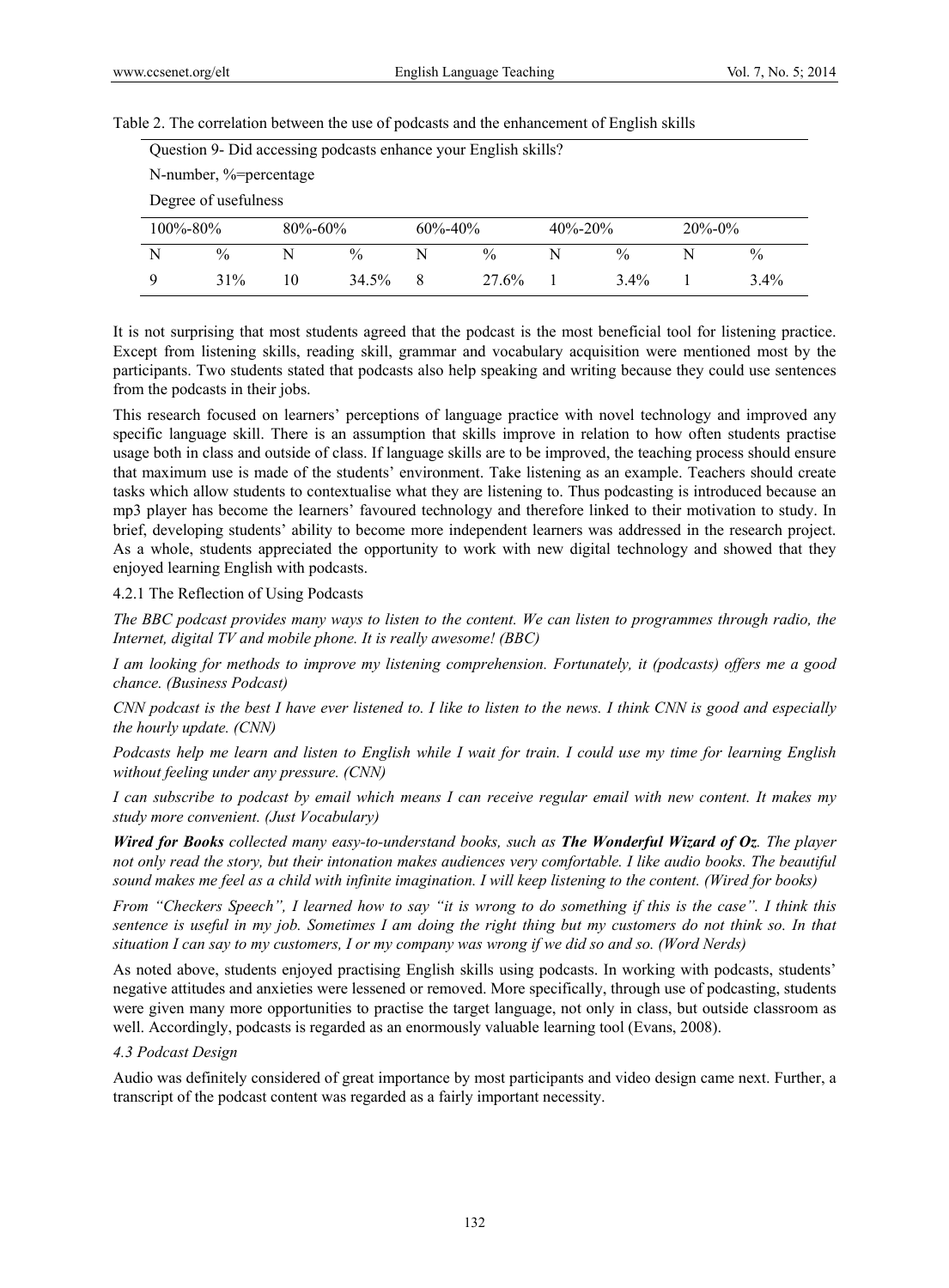Table 2. The correlation between the use of podcasts and the enhancement of English skills

| Question 9- Did accessing podcasts enhance your English skills? | | | | | | | | | |
|---|---|---|---|---|---|---|---|---|---|
| N-number, %=percentage | | | | | | | | | |
| Degree of usefulness | | | | | | | | | |
| 100%-80% | | 80%-60% | | 60%-40% | | 40%-20% | | 20%-0% | |
| N | % | N | % | N | % | N | % | N | % |
| 9 | 31% | 10 | 34.5% | 8 | 27.6% | 1 | 3.4% | 1 | 3.4% |

It is not surprising that most students agreed that the podcast is the most beneficial tool for listening practice. Except from listening skills, reading skill, grammar and vocabulary acquisition were mentioned most by the participants. Two students stated that podcasts also help speaking and writing because they could use sentences from the podcasts in their jobs.

This research focused on learners' perceptions of language practice with novel technology and improved any specific language skill. There is an assumption that skills improve in relation to how often students practise usage both in class and outside of class. If language skills are to be improved, the teaching process should ensure that maximum use is made of the students' environment. Take listening as an example. Teachers should create tasks which allow students to contextualise what they are listening to. Thus podcasting is introduced because an mp3 player has become the learners' favoured technology and therefore linked to their motivation to study. In brief, developing students' ability to become more independent learners was addressed in the research project. As a whole, students appreciated the opportunity to work with new digital technology and showed that they enjoyed learning English with podcasts.

#### 4.2.1 The Reflection of Using Podcasts

*The BBC podcast provides many ways to listen to the content. We can listen to programmes through radio, the Internet, digital TV and mobile phone. It is really awesome! (BBC)*

*I am looking for methods to improve my listening comprehension. Fortunately, it (podcasts) offers me a good chance. (Business Podcast)*

*CNN podcast is the best I have ever listened to. I like to listen to the news. I think CNN is good and especially the hourly update. (CNN)*

*Podcasts help me learn and listen to English while I wait for train. I could use my time for learning English without feeling under any pressure. (CNN)*

*I can subscribe to podcast by email which means I can receive regular email with new content. It makes my study more convenient. (Just Vocabulary)*

***Wired for Books** collected many easy-to-understand books, such as **The Wonderful Wizard of Oz**. The player not only read the story, but their intonation makes audiences very comfortable. I like audio books. The beautiful sound makes me feel as a child with infinite imagination. I will keep listening to the content. (Wired for books)*

*From "Checkers Speech", I learned how to say "it is wrong to do something if this is the case". I think this sentence is useful in my job. Sometimes I am doing the right thing but my customers do not think so. In that situation I can say to my customers, I or my company was wrong if we did so and so. (Word Nerds)*

As noted above, students enjoyed practising English skills using podcasts. In working with podcasts, students' negative attitudes and anxieties were lessened or removed. More specifically, through use of podcasting, students were given many more opportunities to practise the target language, not only in class, but outside classroom as well. Accordingly, podcasts is regarded as an enormously valuable learning tool (Evans, 2008).

### *4.3 Podcast Design*

Audio was definitely considered of great importance by most participants and video design came next. Further, a transcript of the podcast content was regarded as a fairly important necessity.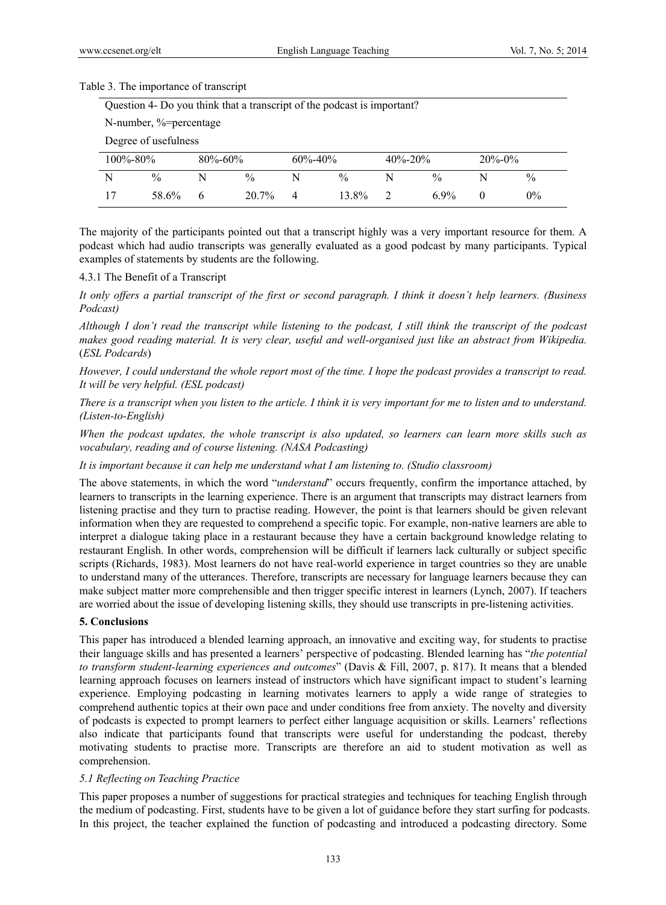Table 3. The importance of transcript

| Question 4- Do you think that a transcript of the podcast is important? | | | | | | | | | |
|---|---|---|---|---|---|---|---|---|---|
| N-number, %=percentage | | | | | | | | | |
| Degree of usefulness | | | | | | | | | |
| 100%-80% | | 80%-60% | | 60%-40% | | 40%-20% | | 20%-0% | |
| N | % | N | % | N | % | N | % | N | % |
| 17 | 58.6% | 6 | 20.7% | 4 | 13.8% | 2 | 6.9% | 0 | 0% |

The majority of the participants pointed out that a transcript highly was a very important resource for them. A podcast which had audio transcripts was generally evaluated as a good podcast by many participants. Typical examples of statements by students are the following.

### 4.3.1 The Benefit of a Transcript

*It only offers a partial transcript of the first or second paragraph. I think it doesn't help learners. (Business Podcast)*

*Although I don't read the transcript while listening to the podcast, I still think the transcript of the podcast makes good reading material. It is very clear, useful and well-organised just like an abstract from Wikipedia.* (*ESL Podcards*)

*However, I could understand the whole report most of the time. I hope the podcast provides a transcript to read. It will be very helpful. (ESL podcast)*

*There is a transcript when you listen to the article. I think it is very important for me to listen and to understand. (Listen-to-English)*

*When the podcast updates, the whole transcript is also updated, so learners can learn more skills such as vocabulary, reading and of course listening. (NASA Podcasting)*

*It is important because it can help me understand what I am listening to. (Studio classroom)*

The above statements, in which the word "*understand*" occurs frequently, confirm the importance attached, by learners to transcripts in the learning experience. There is an argument that transcripts may distract learners from listening practise and they turn to practise reading. However, the point is that learners should be given relevant information when they are requested to comprehend a specific topic. For example, non-native learners are able to interpret a dialogue taking place in a restaurant because they have a certain background knowledge relating to restaurant English. In other words, comprehension will be difficult if learners lack culturally or subject specific scripts (Richards, 1983). Most learners do not have real-world experience in target countries so they are unable to understand many of the utterances. Therefore, transcripts are necessary for language learners because they can make subject matter more comprehensible and then trigger specific interest in learners (Lynch, 2007). If teachers are worried about the issue of developing listening skills, they should use transcripts in pre-listening activities.

## 5. Conclusions

This paper has introduced a blended learning approach, an innovative and exciting way, for students to practise their language skills and has presented a learners' perspective of podcasting. Blended learning has "*the potential to transform student-learning experiences and outcomes*" (Davis & Fill, 2007, p. 817). It means that a blended learning approach focuses on learners instead of instructors which have significant impact to student's learning experience. Employing podcasting in learning motivates learners to apply a wide range of strategies to comprehend authentic topics at their own pace and under conditions free from anxiety. The novelty and diversity of podcasts is expected to prompt learners to perfect either language acquisition or skills. Learners' reflections also indicate that participants found that transcripts were useful for understanding the podcast, thereby motivating students to practise more. Transcripts are therefore an aid to student motivation as well as comprehension.

### *5.1 Reflecting on Teaching Practice*

This paper proposes a number of suggestions for practical strategies and techniques for teaching English through the medium of podcasting. First, students have to be given a lot of guidance before they start surfing for podcasts. In this project, the teacher explained the function of podcasting and introduced a podcasting directory. Some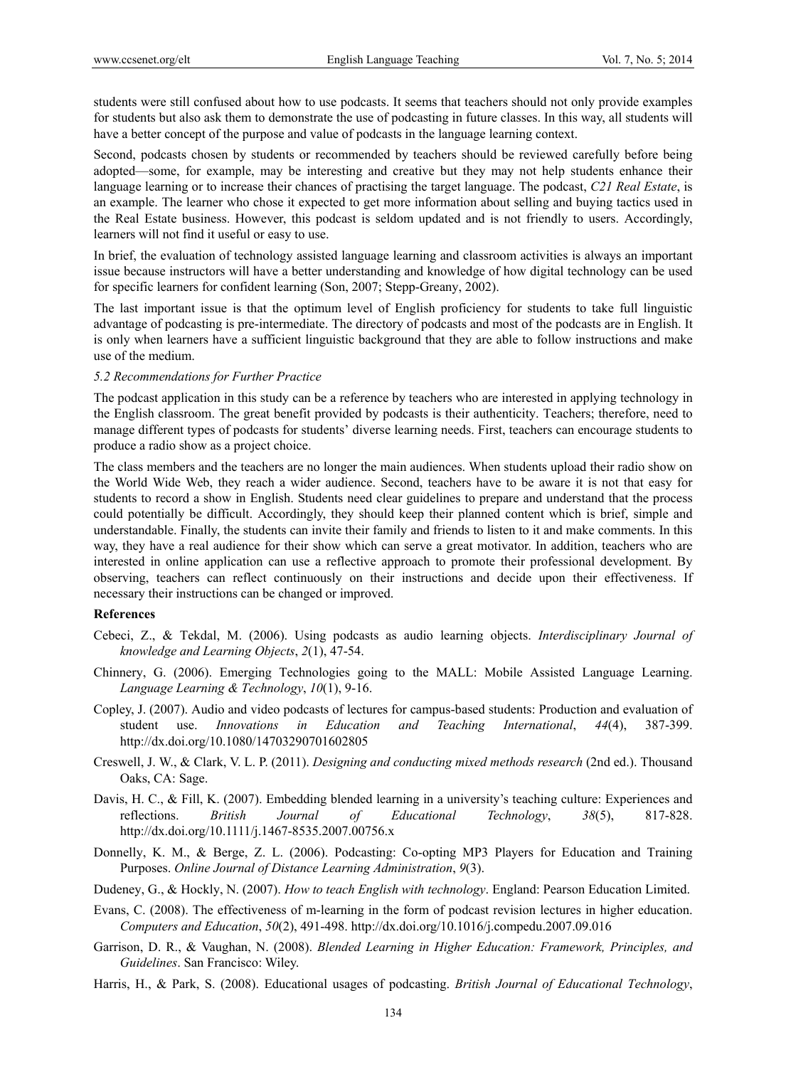students were still confused about how to use podcasts. It seems that teachers should not only provide examples for students but also ask them to demonstrate the use of podcasting in future classes. In this way, all students will have a better concept of the purpose and value of podcasts in the language learning context.

Second, podcasts chosen by students or recommended by teachers should be reviewed carefully before being adopted—some, for example, may be interesting and creative but they may not help students enhance their language learning or to increase their chances of practising the target language. The podcast, *C21 Real Estate*, is an example. The learner who chose it expected to get more information about selling and buying tactics used in the Real Estate business. However, this podcast is seldom updated and is not friendly to users. Accordingly, learners will not find it useful or easy to use.

In brief, the evaluation of technology assisted language learning and classroom activities is always an important issue because instructors will have a better understanding and knowledge of how digital technology can be used for specific learners for confident learning (Son, 2007; Stepp-Greany, 2002).

The last important issue is that the optimum level of English proficiency for students to take full linguistic advantage of podcasting is pre-intermediate. The directory of podcasts and most of the podcasts are in English. It is only when learners have a sufficient linguistic background that they are able to follow instructions and make use of the medium.

### *5.2 Recommendations for Further Practice*

The podcast application in this study can be a reference by teachers who are interested in applying technology in the English classroom. The great benefit provided by podcasts is their authenticity. Teachers; therefore, need to manage different types of podcasts for students' diverse learning needs. First, teachers can encourage students to produce a radio show as a project choice.

The class members and the teachers are no longer the main audiences. When students upload their radio show on the World Wide Web, they reach a wider audience. Second, teachers have to be aware it is not that easy for students to record a show in English. Students need clear guidelines to prepare and understand that the process could potentially be difficult. Accordingly, they should keep their planned content which is brief, simple and understandable. Finally, the students can invite their family and friends to listen to it and make comments. In this way, they have a real audience for their show which can serve a great motivator. In addition, teachers who are interested in online application can use a reflective approach to promote their professional development. By observing, teachers can reflect continuously on their instructions and decide upon their effectiveness. If necessary their instructions can be changed or improved.

## References

Cebeci, Z., & Tekdal, M. (2006). Using podcasts as audio learning objects. *Interdisciplinary Journal of knowledge and Learning Objects*, *2*(1), 47-54.

Chinnery, G. (2006). Emerging Technologies going to the MALL: Mobile Assisted Language Learning. *Language Learning & Technology*, *10*(1), 9-16.

Copley, J. (2007). Audio and video podcasts of lectures for campus-based students: Production and evaluation of student use. *Innovations in Education and Teaching International*, *44*(4), 387-399. http://dx.doi.org/10.1080/14703290701602805

Creswell, J. W., & Clark, V. L. P. (2011). *Designing and conducting mixed methods research* (2nd ed.). Thousand Oaks, CA: Sage.

Davis, H. C., & Fill, K. (2007). Embedding blended learning in a university's teaching culture: Experiences and reflections. *British Journal of Educational Technology*, *38*(5), 817-828. http://dx.doi.org/10.1111/j.1467-8535.2007.00756.x

Donnelly, K. M., & Berge, Z. L. (2006). Podcasting: Co-opting MP3 Players for Education and Training Purposes. *Online Journal of Distance Learning Administration*, *9*(3).

Dudeney, G., & Hockly, N. (2007). *How to teach English with technology*. England: Pearson Education Limited.

Evans, C. (2008). The effectiveness of m-learning in the form of podcast revision lectures in higher education. *Computers and Education*, *50*(2), 491-498. http://dx.doi.org/10.1016/j.compedu.2007.09.016

Garrison, D. R., & Vaughan, N. (2008). *Blended Learning in Higher Education: Framework, Principles, and Guidelines*. San Francisco: Wiley.

Harris, H., & Park, S. (2008). Educational usages of podcasting. *British Journal of Educational Technology*,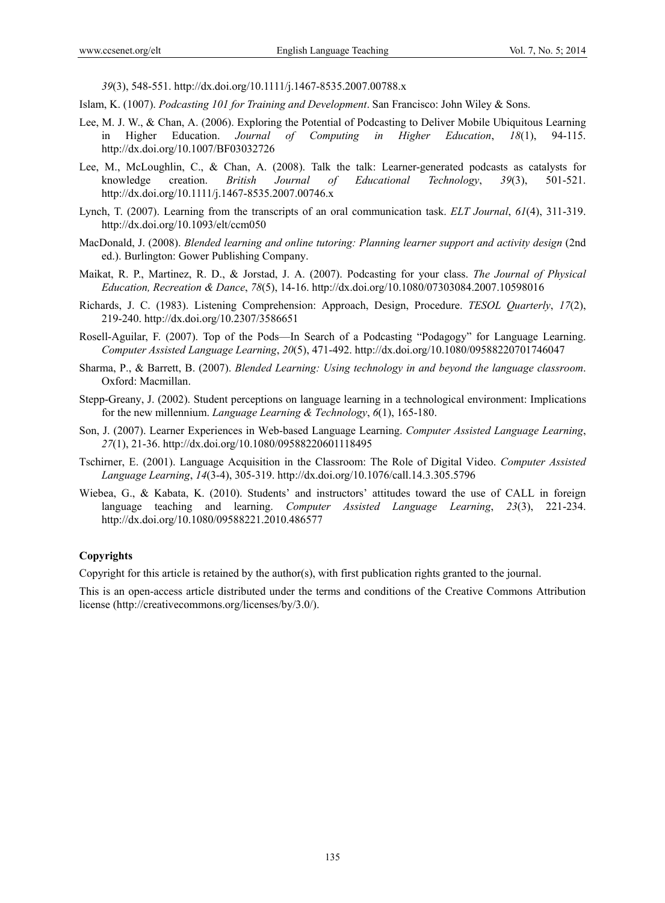*39*(3), 548-551. http://dx.doi.org/10.1111/j.1467-8535.2007.00788.x

Islam, K. (1007). *Podcasting 101 for Training and Development*. San Francisco: John Wiley & Sons.

Lee, M. J. W., & Chan, A. (2006). Exploring the Potential of Podcasting to Deliver Mobile Ubiquitous Learning in Higher Education. *Journal of Computing in Higher Education*, *18*(1), 94-115. http://dx.doi.org/10.1007/BF03032726

Lee, M., McLoughlin, C., & Chan, A. (2008). Talk the talk: Learner-generated podcasts as catalysts for knowledge creation. *British Journal of Educational Technology*, *39*(3), 501-521. http://dx.doi.org/10.1111/j.1467-8535.2007.00746.x

Lynch, T. (2007). Learning from the transcripts of an oral communication task. *ELT Journal*, *61*(4), 311-319. http://dx.doi.org/10.1093/elt/ccm050

MacDonald, J. (2008). *Blended learning and online tutoring: Planning learner support and activity design* (2nd ed.). Burlington: Gower Publishing Company.

Maikat, R. P., Martinez, R. D., & Jorstad, J. A. (2007). Podcasting for your class. *The Journal of Physical Education, Recreation & Dance*, *78*(5), 14-16. http://dx.doi.org/10.1080/07303084.2007.10598016

Richards, J. C. (1983). Listening Comprehension: Approach, Design, Procedure. *TESOL Quarterly*, *17*(2), 219-240. http://dx.doi.org/10.2307/3586651

Rosell-Aguilar, F. (2007). Top of the Pods—In Search of a Podcasting "Podagogy" for Language Learning. *Computer Assisted Language Learning*, *20*(5), 471-492. http://dx.doi.org/10.1080/09588220701746047

Sharma, P., & Barrett, B. (2007). *Blended Learning: Using technology in and beyond the language classroom*. Oxford: Macmillan.

Stepp-Greany, J. (2002). Student perceptions on language learning in a technological environment: Implications for the new millennium. *Language Learning & Technology*, *6*(1), 165-180.

Son, J. (2007). Learner Experiences in Web-based Language Learning. *Computer Assisted Language Learning*, *27*(1), 21-36. http://dx.doi.org/10.1080/09588220601118495

Tschirner, E. (2001). Language Acquisition in the Classroom: The Role of Digital Video. *Computer Assisted Language Learning*, *14*(3-4), 305-319. http://dx.doi.org/10.1076/call.14.3.305.5796

Wiebea, G., & Kabata, K. (2010). Students' and instructors' attitudes toward the use of CALL in foreign language teaching and learning. *Computer Assisted Language Learning*, *23*(3), 221-234. http://dx.doi.org/10.1080/09588221.2010.486577

**Copyrights**

Copyright for this article is retained by the author(s), with first publication rights granted to the journal.

This is an open-access article distributed under the terms and conditions of the Creative Commons Attribution license (http://creativecommons.org/licenses/by/3.0/).